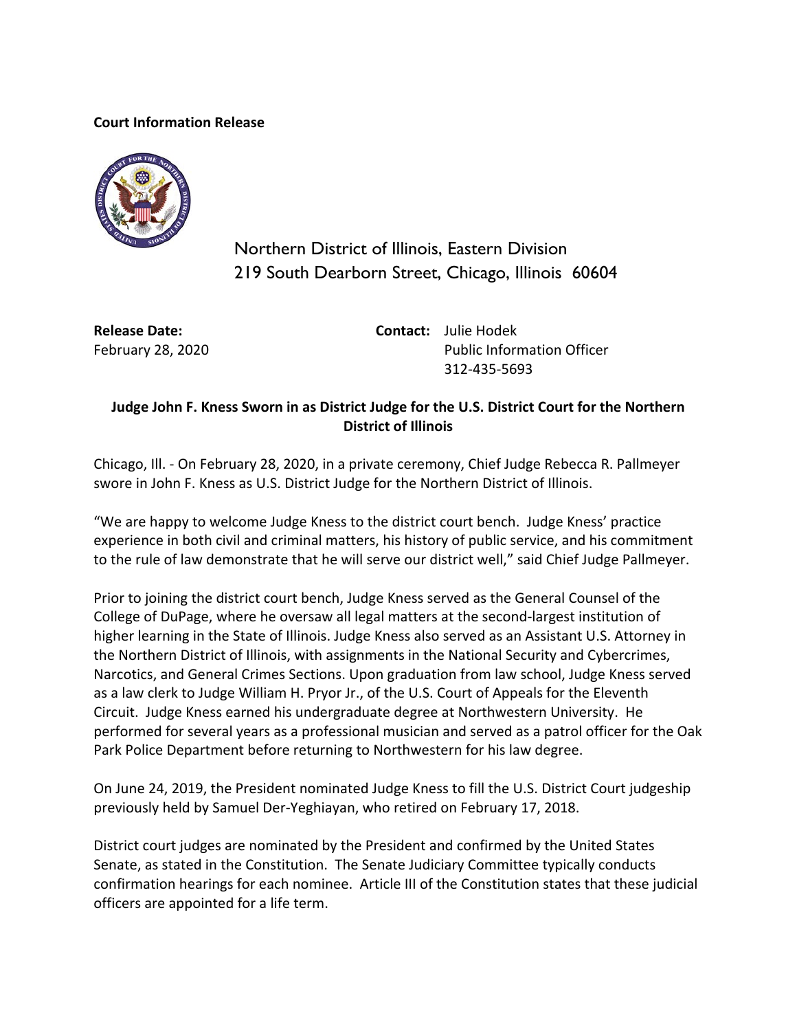**Court Information Release**

Northern District of Illinois, Eastern Division
219 South Dearborn Street, Chicago, Illinois 60604

**Release Date:**
February 28, 2020

**Contact:** Julie Hodek
Public Information Officer
312-435-5693

**Judge John F. Kness Sworn in as District Judge for the U.S. District Court for the Northern District of Illinois**

Chicago, Ill. - On February 28, 2020, in a private ceremony, Chief Judge Rebecca R. Pallmeyer swore in John F. Kness as U.S. District Judge for the Northern District of Illinois.

"We are happy to welcome Judge Kness to the district court bench. Judge Kness' practice experience in both civil and criminal matters, his history of public service, and his commitment to the rule of law demonstrate that he will serve our district well," said Chief Judge Pallmeyer.

Prior to joining the district court bench, Judge Kness served as the General Counsel of the College of DuPage, where he oversaw all legal matters at the second-largest institution of higher learning in the State of Illinois. Judge Kness also served as an Assistant U.S. Attorney in the Northern District of Illinois, with assignments in the National Security and Cybercrimes, Narcotics, and General Crimes Sections. Upon graduation from law school, Judge Kness served as a law clerk to Judge William H. Pryor Jr., of the U.S. Court of Appeals for the Eleventh Circuit. Judge Kness earned his undergraduate degree at Northwestern University. He performed for several years as a professional musician and served as a patrol officer for the Oak Park Police Department before returning to Northwestern for his law degree.

On June 24, 2019, the President nominated Judge Kness to fill the U.S. District Court judgeship previously held by Samuel Der-Yeghiayan, who retired on February 17, 2018.

District court judges are nominated by the President and confirmed by the United States Senate, as stated in the Constitution. The Senate Judiciary Committee typically conducts confirmation hearings for each nominee. Article III of the Constitution states that these judicial officers are appointed for a life term.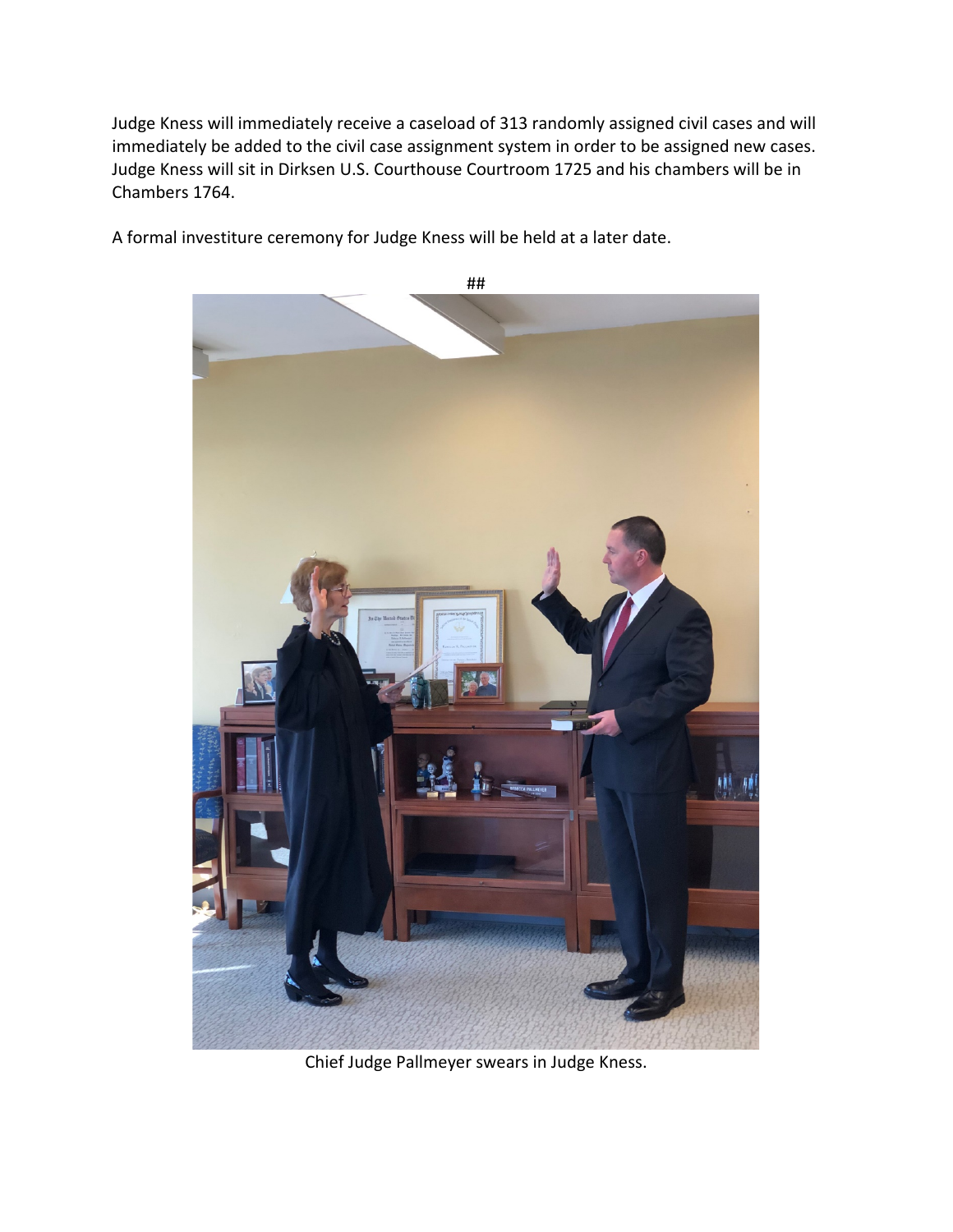Judge Kness will immediately receive a caseload of 313 randomly assigned civil cases and will immediately be added to the civil case assignment system in order to be assigned new cases. Judge Kness will sit in Dirksen U.S. Courthouse Courtroom 1725 and his chambers will be in Chambers 1764.

A formal investiture ceremony for Judge Kness will be held at a later date.

##

Chief Judge Pallmeyer swears in Judge Kness.